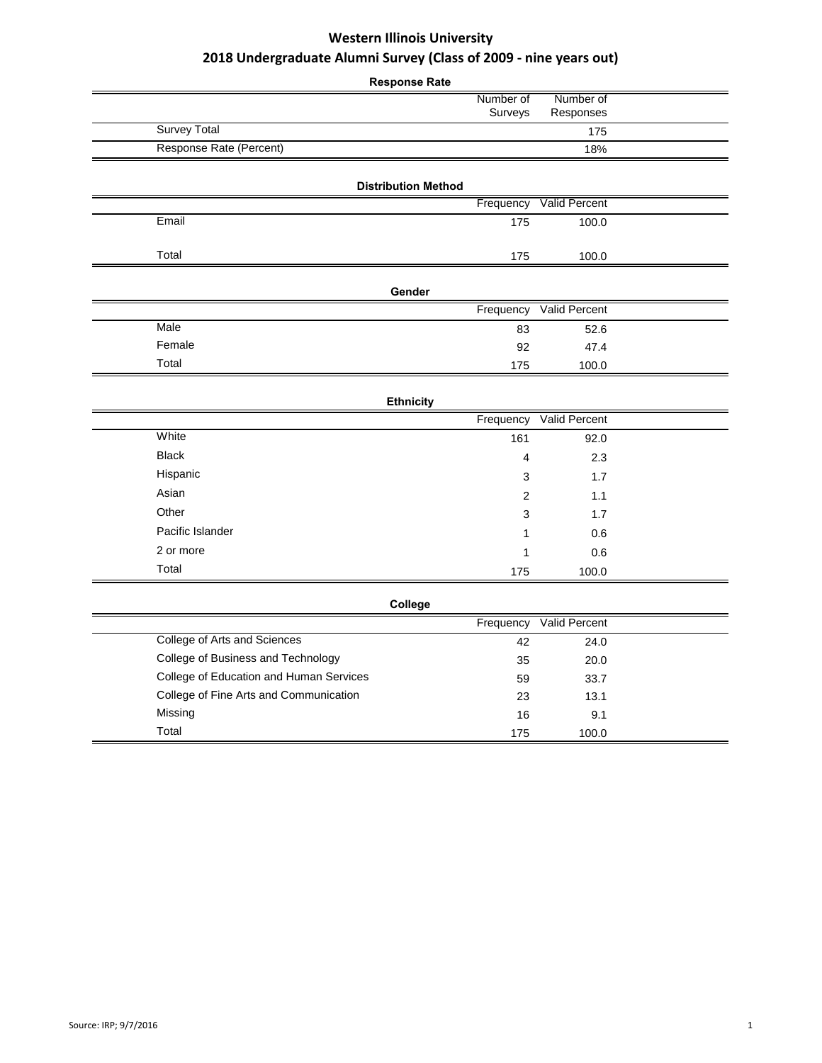# Western Illinois University

## 2018 Undergraduate Alumni Survey (Class of 2009 - nine years out)

**Response Rate**

| | Number of Surveys | Number of Responses |
|---|---|---|
| Survey Total | | 175 |
| Response Rate (Percent) | | 18% |

**Distribution Method**

| | Frequency | Valid Percent |
|---|---|---|
| Email | 175 | 100.0 |
| Total | 175 | 100.0 |

**Gender**

| | Frequency | Valid Percent |
|---|---|---|
| Male | 83 | 52.6 |
| Female | 92 | 47.4 |
| Total | 175 | 100.0 |

**Ethnicity**

| | Frequency | Valid Percent |
|---|---|---|
| White | 161 | 92.0 |
| Black | 4 | 2.3 |
| Hispanic | 3 | 1.7 |
| Asian | 2 | 1.1 |
| Other | 3 | 1.7 |
| Pacific Islander | 1 | 0.6 |
| 2 or more | 1 | 0.6 |
| Total | 175 | 100.0 |

**College**

| | Frequency | Valid Percent |
|---|---|---|
| College of Arts and Sciences | 42 | 24.0 |
| College of Business and Technology | 35 | 20.0 |
| College of Education and Human Services | 59 | 33.7 |
| College of Fine Arts and Communication | 23 | 13.1 |
| Missing | 16 | 9.1 |
| Total | 175 | 100.0 |

Source: IRP; 9/7/2016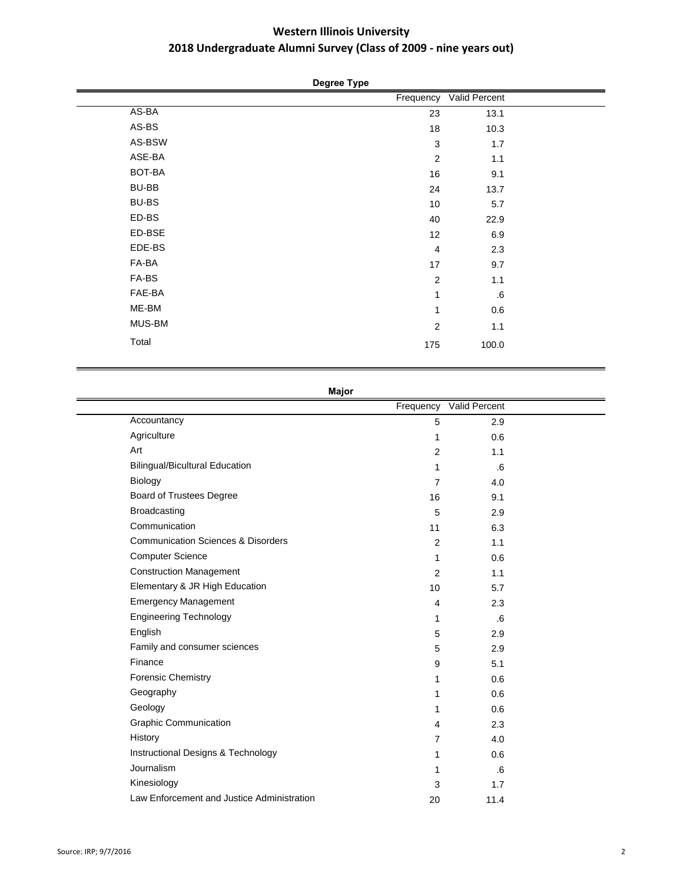# Western Illinois University

## 2018 Undergraduate Alumni Survey (Class of 2009 - nine years out)

**Degree Type**

| | Frequency | Valid Percent |
|---|---|---|
| AS-BA | 23 | 13.1 |
| AS-BS | 18 | 10.3 |
| AS-BSW | 3 | 1.7 |
| ASE-BA | 2 | 1.1 |
| BOT-BA | 16 | 9.1 |
| BU-BB | 24 | 13.7 |
| BU-BS | 10 | 5.7 |
| ED-BS | 40 | 22.9 |
| ED-BSE | 12 | 6.9 |
| EDE-BS | 4 | 2.3 |
| FA-BA | 17 | 9.7 |
| FA-BS | 2 | 1.1 |
| FAE-BA | 1 | .6 |
| ME-BM | 1 | 0.6 |
| MUS-BM | 2 | 1.1 |
| Total | 175 | 100.0 |

**Major**

| | Frequency | Valid Percent |
|---|---|---|
| Accountancy | 5 | 2.9 |
| Agriculture | 1 | 0.6 |
| Art | 2 | 1.1 |
| Bilingual/Bicultural Education | 1 | .6 |
| Biology | 7 | 4.0 |
| Board of Trustees Degree | 16 | 9.1 |
| Broadcasting | 5 | 2.9 |
| Communication | 11 | 6.3 |
| Communication Sciences & Disorders | 2 | 1.1 |
| Computer Science | 1 | 0.6 |
| Construction Management | 2 | 1.1 |
| Elementary & JR High Education | 10 | 5.7 |
| Emergency Management | 4 | 2.3 |
| Engineering Technology | 1 | .6 |
| English | 5 | 2.9 |
| Family and consumer sciences | 5 | 2.9 |
| Finance | 9 | 5.1 |
| Forensic Chemistry | 1 | 0.6 |
| Geography | 1 | 0.6 |
| Geology | 1 | 0.6 |
| Graphic Communication | 4 | 2.3 |
| History | 7 | 4.0 |
| Instructional Designs & Technology | 1 | 0.6 |
| Journalism | 1 | .6 |
| Kinesiology | 3 | 1.7 |
| Law Enforcement and Justice Administration | 20 | 11.4 |

Source: IRP; 9/7/2016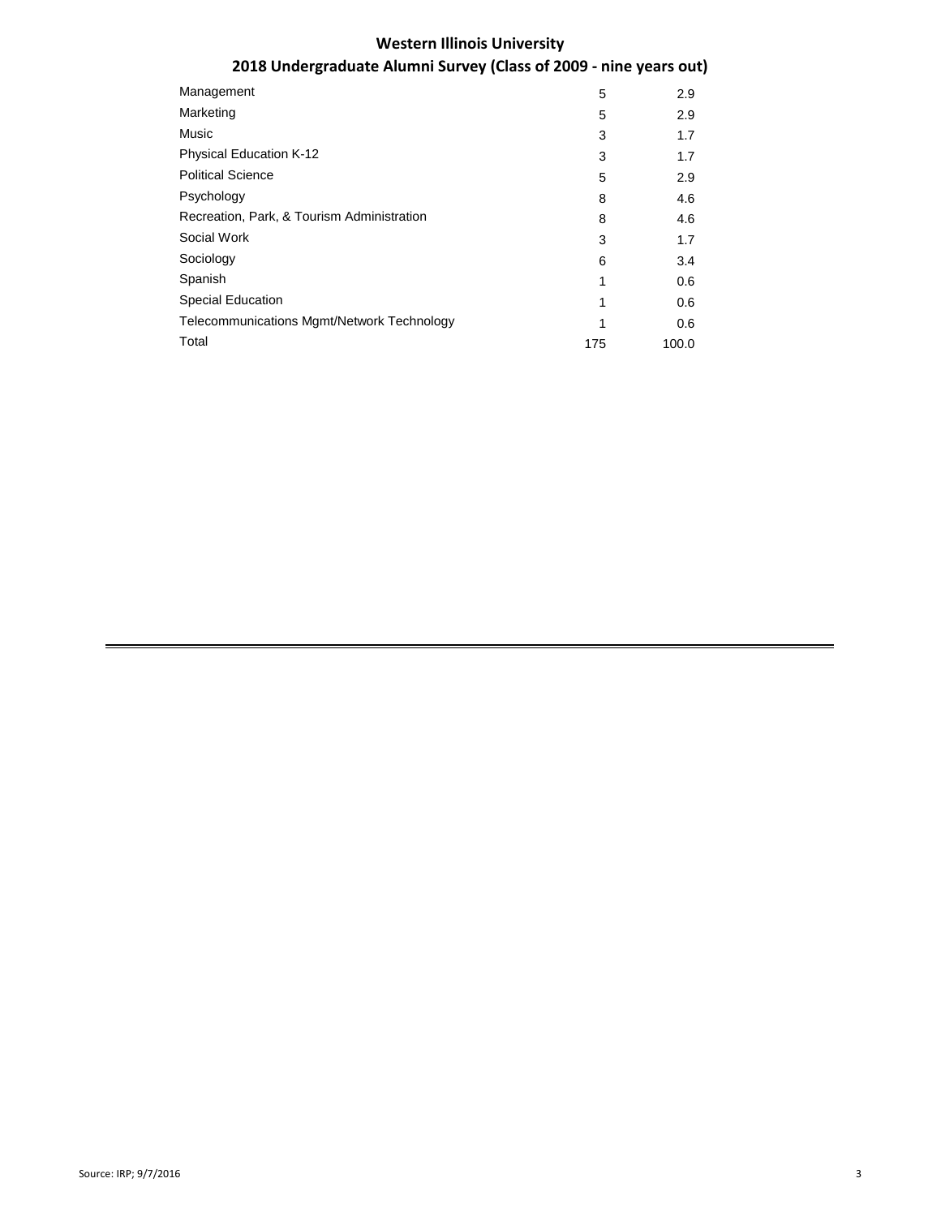# Western Illinois University

## 2018 Undergraduate Alumni Survey (Class of 2009 - nine years out)

| | | |
|---|---|---|
| Management | 5 | 2.9 |
| Marketing | 5 | 2.9 |
| Music | 3 | 1.7 |
| Physical Education K-12 | 3 | 1.7 |
| Political Science | 5 | 2.9 |
| Psychology | 8 | 4.6 |
| Recreation, Park, & Tourism Administration | 8 | 4.6 |
| Social Work | 3 | 1.7 |
| Sociology | 6 | 3.4 |
| Spanish | 1 | 0.6 |
| Special Education | 1 | 0.6 |
| Telecommunications Mgmt/Network Technology | 1 | 0.6 |
| Total | 175 | 100.0 |

Source: IRP; 9/7/2016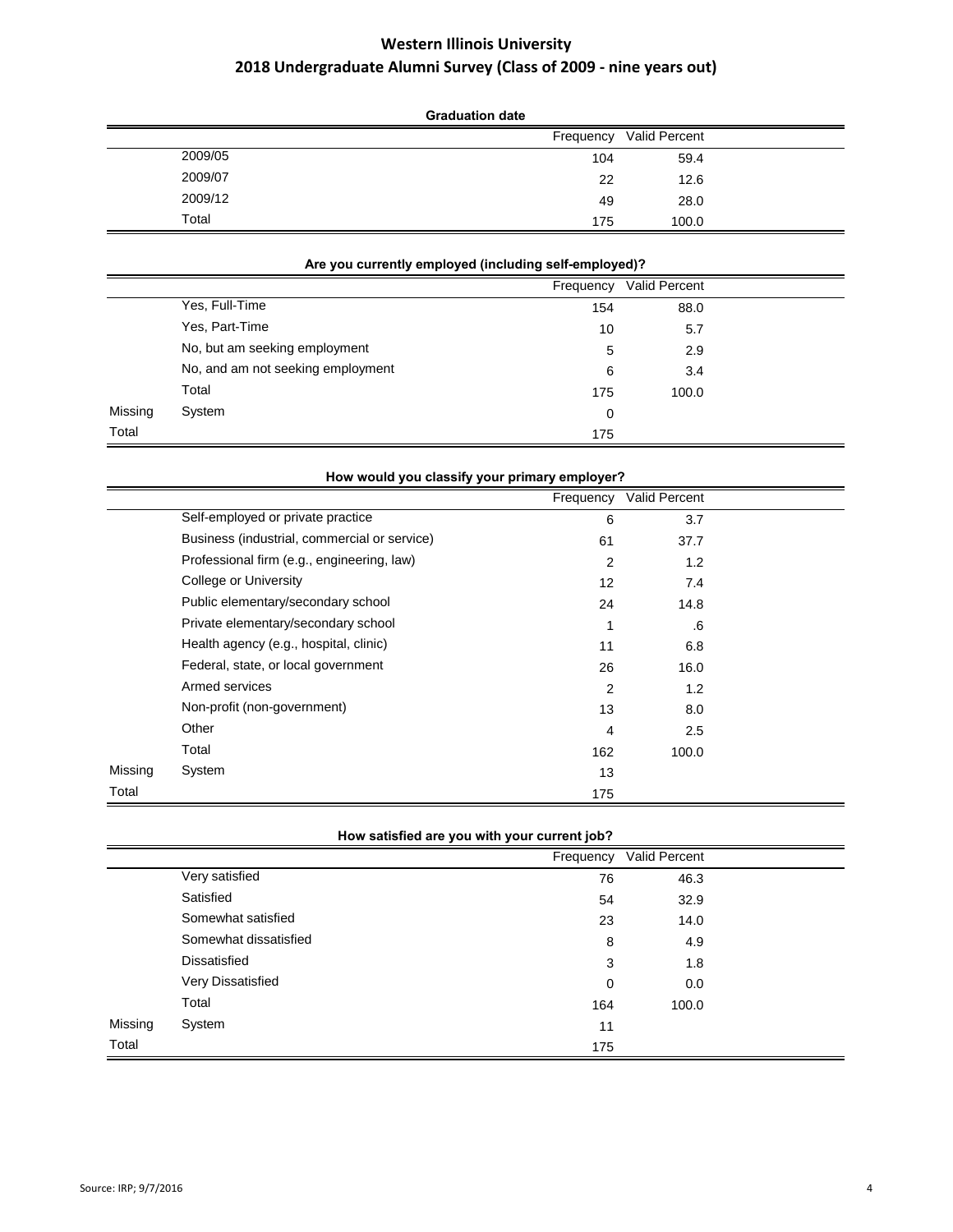# Western Illinois University
## 2018 Undergraduate Alumni Survey (Class of 2009 - nine years out)

**Graduation date**

| | | Frequency | Valid Percent |
|---|---|---|---|
| | 2009/05 | 104 | 59.4 |
| | 2009/07 | 22 | 12.6 |
| | 2009/12 | 49 | 28.0 |
| | Total | 175 | 100.0 |

**Are you currently employed (including self-employed)?**

| | | Frequency | Valid Percent |
|---|---|---|---|
| | Yes, Full-Time | 154 | 88.0 |
| | Yes, Part-Time | 10 | 5.7 |
| | No, but am seeking employment | 5 | 2.9 |
| | No, and am not seeking employment | 6 | 3.4 |
| | Total | 175 | 100.0 |
| Missing | System | 0 | |
| Total | | 175 | |

**How would you classify your primary employer?**

| | | Frequency | Valid Percent |
|---|---|---|---|
| | Self-employed or private practice | 6 | 3.7 |
| | Business (industrial, commercial or service) | 61 | 37.7 |
| | Professional firm (e.g., engineering, law) | 2 | 1.2 |
| | College or University | 12 | 7.4 |
| | Public elementary/secondary school | 24 | 14.8 |
| | Private elementary/secondary school | 1 | .6 |
| | Health agency (e.g., hospital, clinic) | 11 | 6.8 |
| | Federal, state, or local government | 26 | 16.0 |
| | Armed services | 2 | 1.2 |
| | Non-profit (non-government) | 13 | 8.0 |
| | Other | 4 | 2.5 |
| | Total | 162 | 100.0 |
| Missing | System | 13 | |
| Total | | 175 | |

**How satisfied are you with your current job?**

| | | Frequency | Valid Percent |
|---|---|---|---|
| | Very satisfied | 76 | 46.3 |
| | Satisfied | 54 | 32.9 |
| | Somewhat satisfied | 23 | 14.0 |
| | Somewhat dissatisfied | 8 | 4.9 |
| | Dissatisfied | 3 | 1.8 |
| | Very Dissatisfied | 0 | 0.0 |
| | Total | 164 | 100.0 |
| Missing | System | 11 | |
| Total | | 175 | |

Source: IRP; 9/7/2016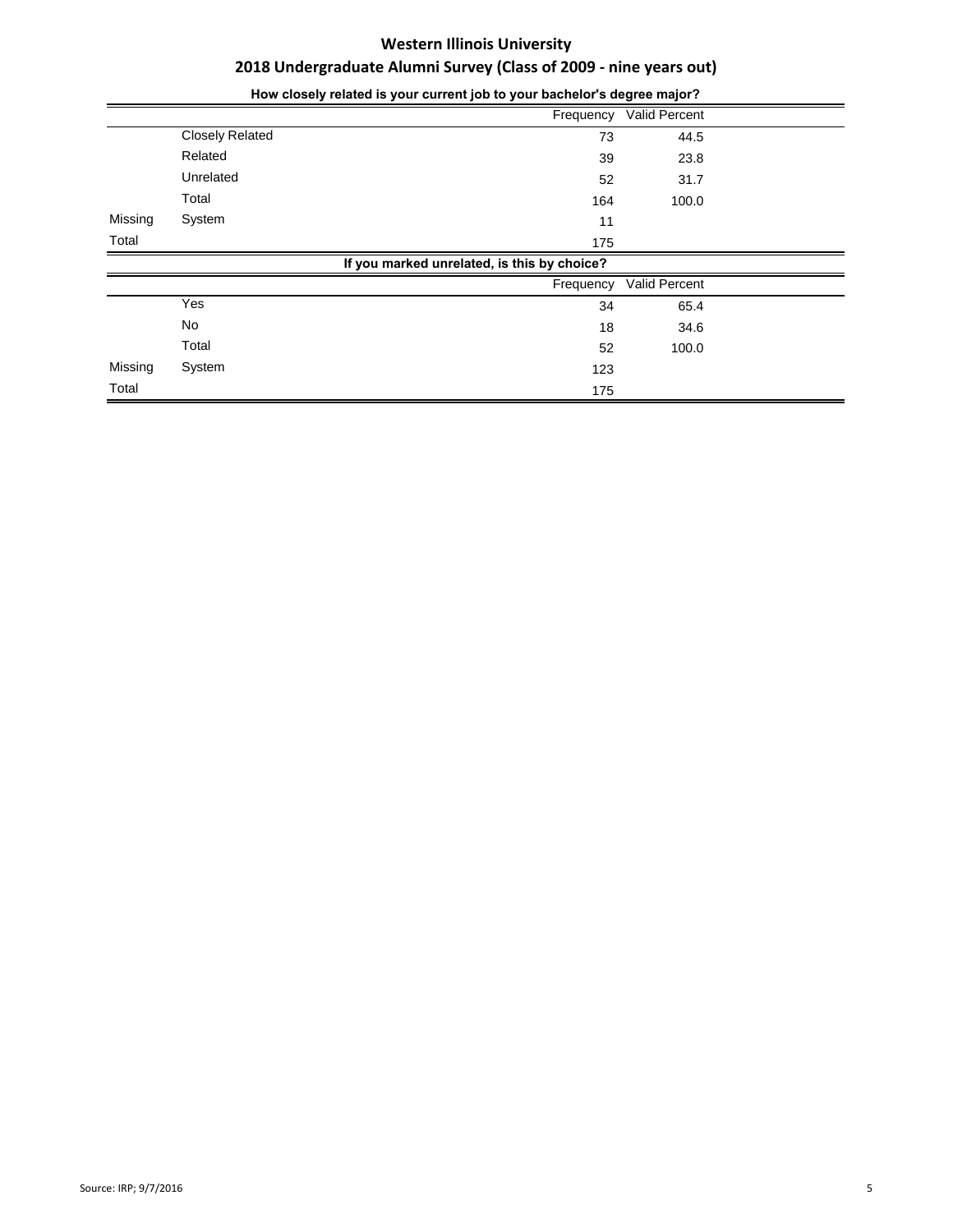# Western Illinois University

## 2018 Undergraduate Alumni Survey (Class of 2009 - nine years out)

**How closely related is your current job to your bachelor's degree major?**

| | | Frequency | Valid Percent |
|---|---|---|---|
| | Closely Related | 73 | 44.5 |
| | Related | 39 | 23.8 |
| | Unrelated | 52 | 31.7 |
| | Total | 164 | 100.0 |
| Missing | System | 11 | |
| Total | | 175 | |

**If you marked unrelated, is this by choice?**

| | | Frequency | Valid Percent |
|---|---|---|---|
| | Yes | 34 | 65.4 |
| | No | 18 | 34.6 |
| | Total | 52 | 100.0 |
| Missing | System | 123 | |
| Total | | 175 | |

Source: IRP; 9/7/2016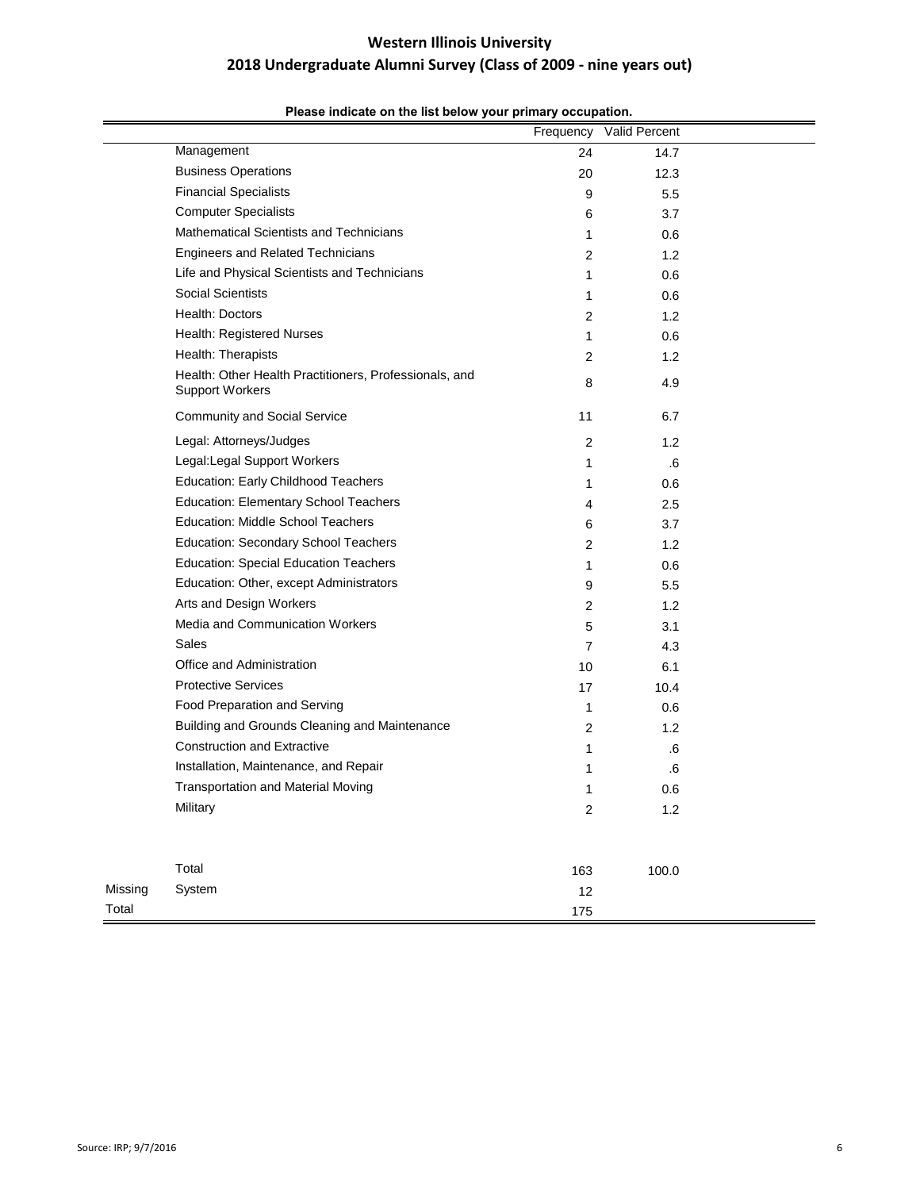# Western Illinois University

## 2018 Undergraduate Alumni Survey (Class of 2009 - nine years out)

**Please indicate on the list below your primary occupation.**

| | | Frequency | Valid Percent |
|---|---|---|---|
| | Management | 24 | 14.7 |
| | Business Operations | 20 | 12.3 |
| | Financial Specialists | 9 | 5.5 |
| | Computer Specialists | 6 | 3.7 |
| | Mathematical Scientists and Technicians | 1 | 0.6 |
| | Engineers and Related Technicians | 2 | 1.2 |
| | Life and Physical Scientists and Technicians | 1 | 0.6 |
| | Social Scientists | 1 | 0.6 |
| | Health: Doctors | 2 | 1.2 |
| | Health: Registered Nurses | 1 | 0.6 |
| | Health: Therapists | 2 | 1.2 |
| | Health: Other Health Practitioners, Professionals, and Support Workers | 8 | 4.9 |
| | Community and Social Service | 11 | 6.7 |
| | Legal: Attorneys/Judges | 2 | 1.2 |
| | Legal:Legal Support Workers | 1 | .6 |
| | Education: Early Childhood Teachers | 1 | 0.6 |
| | Education: Elementary School Teachers | 4 | 2.5 |
| | Education: Middle School Teachers | 6 | 3.7 |
| | Education: Secondary School Teachers | 2 | 1.2 |
| | Education: Special Education Teachers | 1 | 0.6 |
| | Education: Other, except Administrators | 9 | 5.5 |
| | Arts and Design Workers | 2 | 1.2 |
| | Media and Communication Workers | 5 | 3.1 |
| | Sales | 7 | 4.3 |
| | Office and Administration | 10 | 6.1 |
| | Protective Services | 17 | 10.4 |
| | Food Preparation and Serving | 1 | 0.6 |
| | Building and Grounds Cleaning and Maintenance | 2 | 1.2 |
| | Construction and Extractive | 1 | .6 |
| | Installation, Maintenance, and Repair | 1 | .6 |
| | Transportation and Material Moving | 1 | 0.6 |
| | Military | 2 | 1.2 |
| | Total | 163 | 100.0 |
| Missing | System | 12 | |
| Total | | 175 | |

Source: IRP; 9/7/2016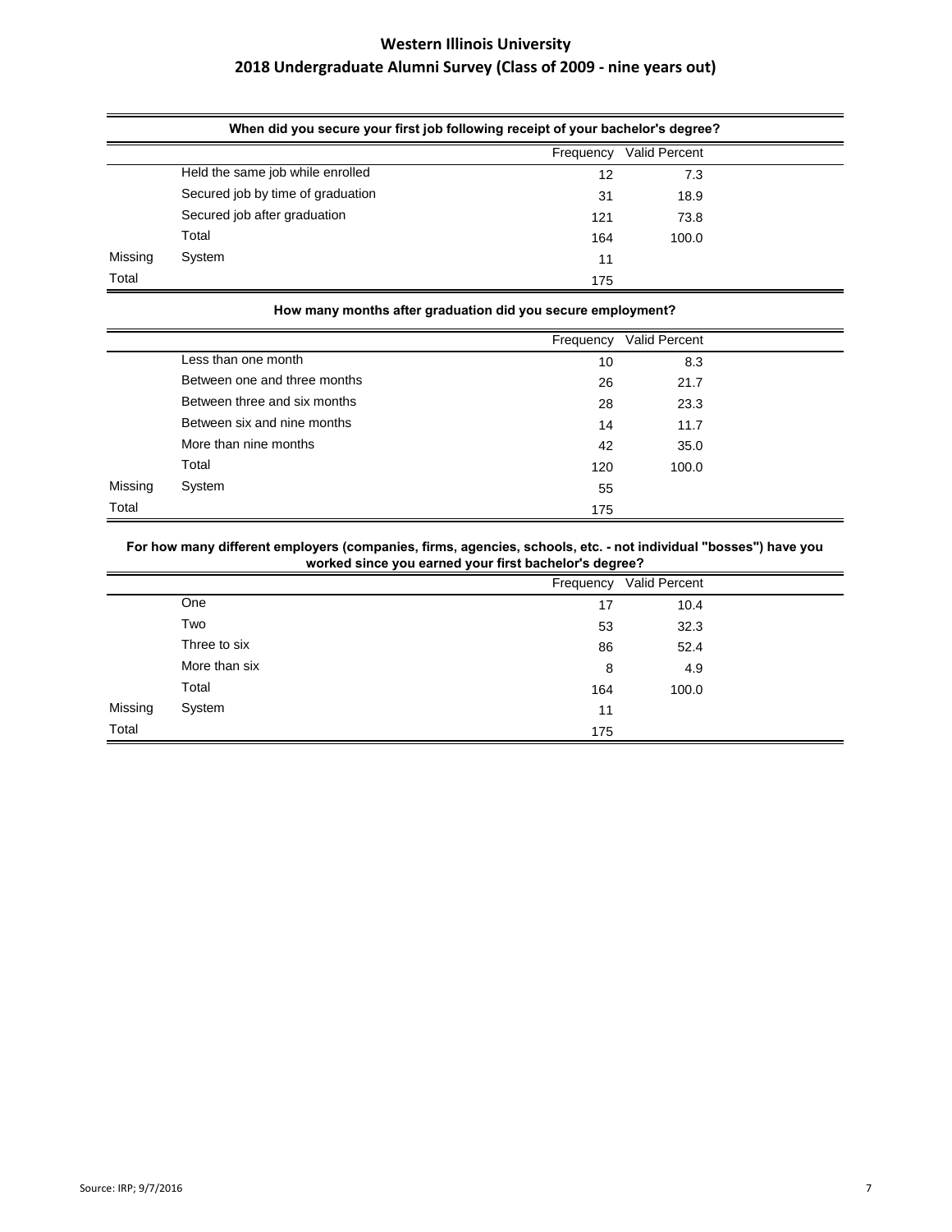# Western Illinois University

## 2018 Undergraduate Alumni Survey (Class of 2009 - nine years out)

**When did you secure your first job following receipt of your bachelor's degree?**

| | | Frequency | Valid Percent |
|---|---|---|---|
| | Held the same job while enrolled | 12 | 7.3 |
| | Secured job by time of graduation | 31 | 18.9 |
| | Secured job after graduation | 121 | 73.8 |
| | Total | 164 | 100.0 |
| Missing | System | 11 | |
| Total | | 175 | |

**How many months after graduation did you secure employment?**

| | | Frequency | Valid Percent |
|---|---|---|---|
| | Less than one month | 10 | 8.3 |
| | Between one and three months | 26 | 21.7 |
| | Between three and six months | 28 | 23.3 |
| | Between six and nine months | 14 | 11.7 |
| | More than nine months | 42 | 35.0 |
| | Total | 120 | 100.0 |
| Missing | System | 55 | |
| Total | | 175 | |

**For how many different employers (companies, firms, agencies, schools, etc. - not individual "bosses") have you worked since you earned your first bachelor's degree?**

| | | Frequency | Valid Percent |
|---|---|---|---|
| | One | 17 | 10.4 |
| | Two | 53 | 32.3 |
| | Three to six | 86 | 52.4 |
| | More than six | 8 | 4.9 |
| | Total | 164 | 100.0 |
| Missing | System | 11 | |
| Total | | 175 | |

Source: IRP; 9/7/2016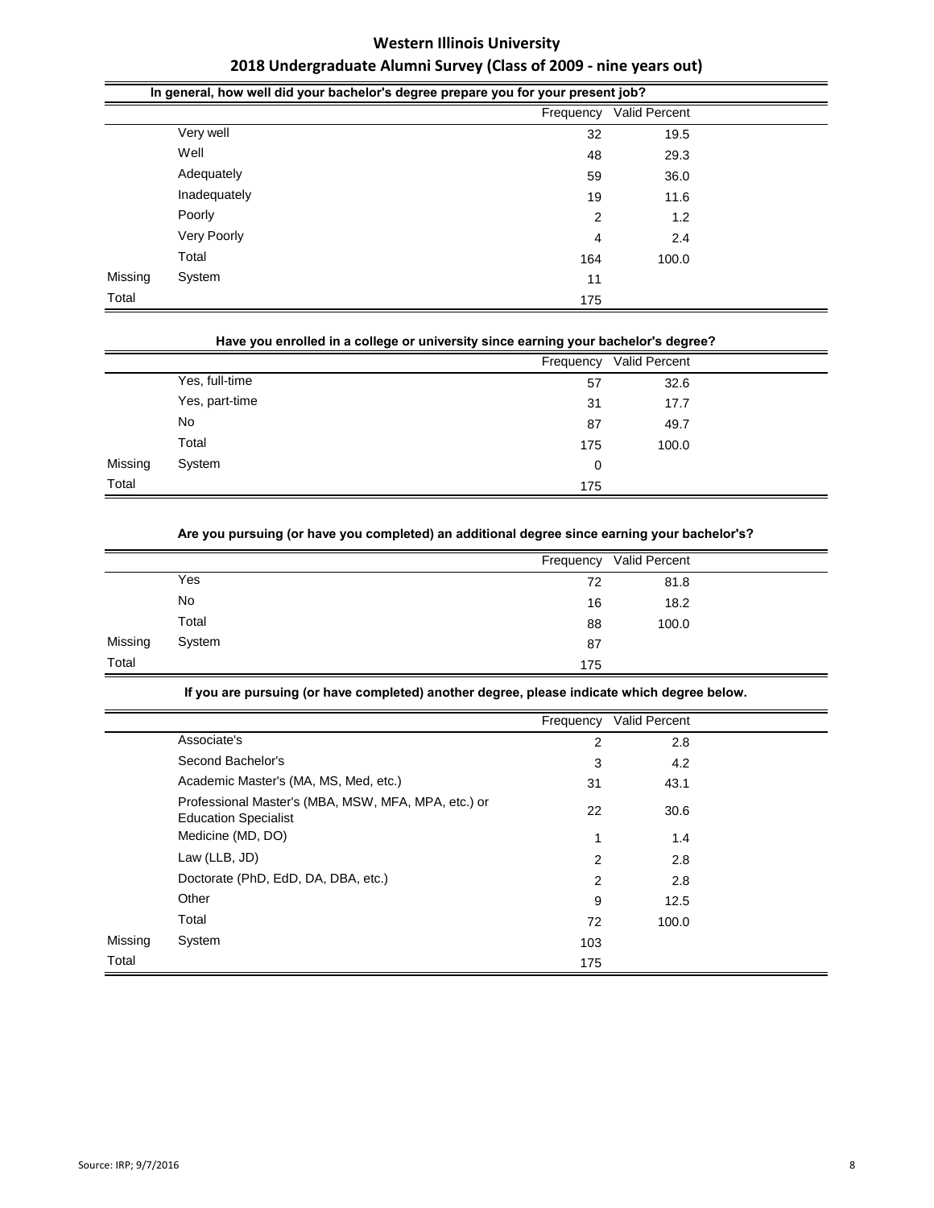# Western Illinois University

## 2018 Undergraduate Alumni Survey (Class of 2009 - nine years out)

**In general, how well did your bachelor's degree prepare you for your present job?**

| | | Frequency | Valid Percent |
|---|---|---|---|
| | Very well | 32 | 19.5 |
| | Well | 48 | 29.3 |
| | Adequately | 59 | 36.0 |
| | Inadequately | 19 | 11.6 |
| | Poorly | 2 | 1.2 |
| | Very Poorly | 4 | 2.4 |
| | Total | 164 | 100.0 |
| Missing | System | 11 | |
| Total | | 175 | |

**Have you enrolled in a college or university since earning your bachelor's degree?**

| | | Frequency | Valid Percent |
|---|---|---|---|
| | Yes, full-time | 57 | 32.6 |
| | Yes, part-time | 31 | 17.7 |
| | No | 87 | 49.7 |
| | Total | 175 | 100.0 |
| Missing | System | 0 | |
| Total | | 175 | |

**Are you pursuing (or have you completed) an additional degree since earning your bachelor's?**

| | | Frequency | Valid Percent |
|---|---|---|---|
| | Yes | 72 | 81.8 |
| | No | 16 | 18.2 |
| | Total | 88 | 100.0 |
| Missing | System | 87 | |
| Total | | 175 | |

**If you are pursuing (or have completed) another degree, please indicate which degree below.**

| | | Frequency | Valid Percent |
|---|---|---|---|
| | Associate's | 2 | 2.8 |
| | Second Bachelor's | 3 | 4.2 |
| | Academic Master's (MA, MS, Med, etc.) | 31 | 43.1 |
| | Professional Master's (MBA, MSW, MFA, MPA, etc.) or Education Specialist | 22 | 30.6 |
| | Medicine (MD, DO) | 1 | 1.4 |
| | Law (LLB, JD) | 2 | 2.8 |
| | Doctorate (PhD, EdD, DA, DBA, etc.) | 2 | 2.8 |
| | Other | 9 | 12.5 |
| | Total | 72 | 100.0 |
| Missing | System | 103 | |
| Total | | 175 | |

Source: IRP; 9/7/2016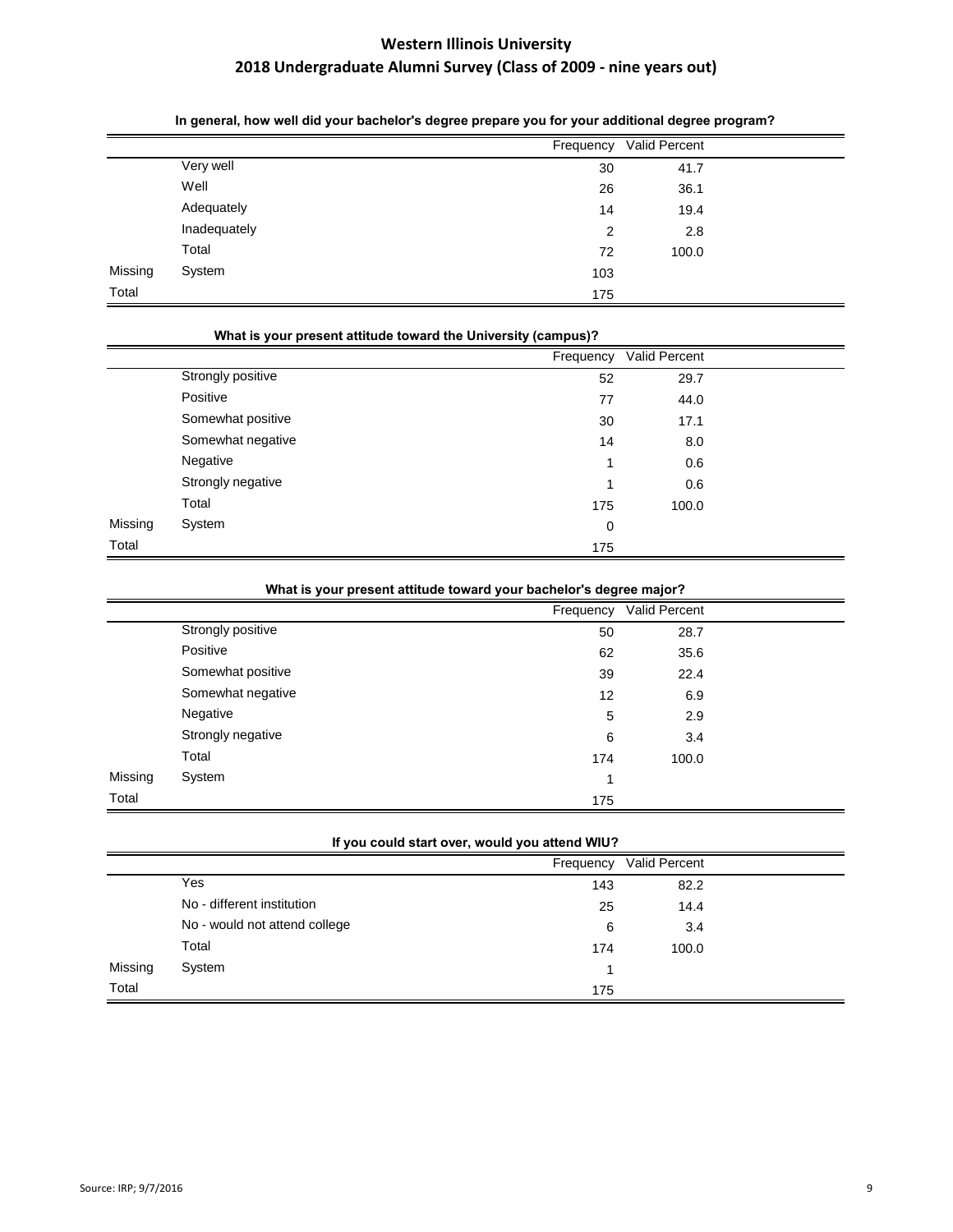# Western Illinois University

## 2018 Undergraduate Alumni Survey (Class of 2009 - nine years out)

**In general, how well did your bachelor's degree prepare you for your additional degree program?**

| | | Frequency | Valid Percent |
|---|---|---|---|
| | Very well | 30 | 41.7 |
| | Well | 26 | 36.1 |
| | Adequately | 14 | 19.4 |
| | Inadequately | 2 | 2.8 |
| | Total | 72 | 100.0 |
| Missing | System | 103 | |
| Total | | 175 | |

**What is your present attitude toward the University (campus)?**

| | | Frequency | Valid Percent |
|---|---|---|---|
| | Strongly positive | 52 | 29.7 |
| | Positive | 77 | 44.0 |
| | Somewhat positive | 30 | 17.1 |
| | Somewhat negative | 14 | 8.0 |
| | Negative | 1 | 0.6 |
| | Strongly negative | 1 | 0.6 |
| | Total | 175 | 100.0 |
| Missing | System | 0 | |
| Total | | 175 | |

**What is your present attitude toward your bachelor's degree major?**

| | | Frequency | Valid Percent |
|---|---|---|---|
| | Strongly positive | 50 | 28.7 |
| | Positive | 62 | 35.6 |
| | Somewhat positive | 39 | 22.4 |
| | Somewhat negative | 12 | 6.9 |
| | Negative | 5 | 2.9 |
| | Strongly negative | 6 | 3.4 |
| | Total | 174 | 100.0 |
| Missing | System | 1 | |
| Total | | 175 | |

**If you could start over, would you attend WIU?**

| | | Frequency | Valid Percent |
|---|---|---|---|
| | Yes | 143 | 82.2 |
| | No - different institution | 25 | 14.4 |
| | No - would not attend college | 6 | 3.4 |
| | Total | 174 | 100.0 |
| Missing | System | 1 | |
| Total | | 175 | |

Source: IRP; 9/7/2016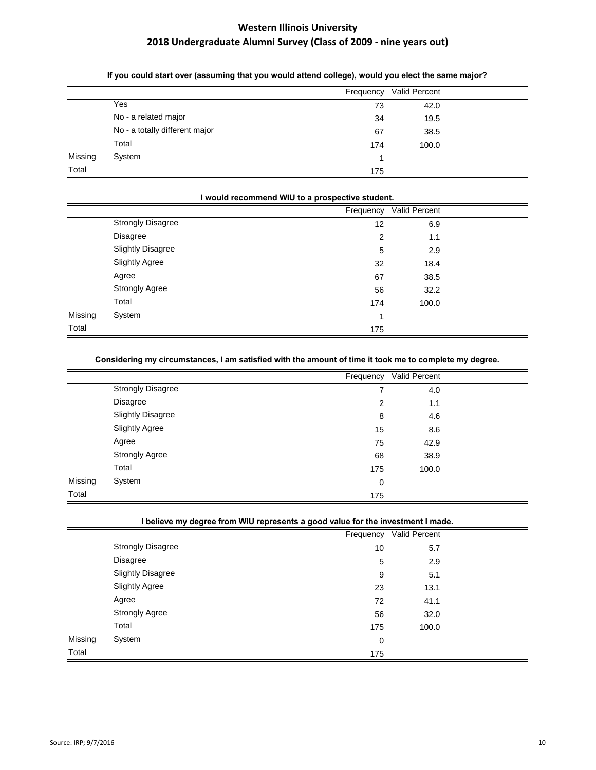# Western Illinois University

## 2018 Undergraduate Alumni Survey (Class of 2009 - nine years out)

**If you could start over (assuming that you would attend college), would you elect the same major?**

| | | Frequency | Valid Percent |
|---|---|---|---|
| | Yes | 73 | 42.0 |
| | No - a related major | 34 | 19.5 |
| | No - a totally different major | 67 | 38.5 |
| | Total | 174 | 100.0 |
| Missing | System | 1 | |
| Total | | 175 | |

**I would recommend WIU to a prospective student.**

| | | Frequency | Valid Percent |
|---|---|---|---|
| | Strongly Disagree | 12 | 6.9 |
| | Disagree | 2 | 1.1 |
| | Slightly Disagree | 5 | 2.9 |
| | Slightly Agree | 32 | 18.4 |
| | Agree | 67 | 38.5 |
| | Strongly Agree | 56 | 32.2 |
| | Total | 174 | 100.0 |
| Missing | System | 1 | |
| Total | | 175 | |

**Considering my circumstances, I am satisfied with the amount of time it took me to complete my degree.**

| | | Frequency | Valid Percent |
|---|---|---|---|
| | Strongly Disagree | 7 | 4.0 |
| | Disagree | 2 | 1.1 |
| | Slightly Disagree | 8 | 4.6 |
| | Slightly Agree | 15 | 8.6 |
| | Agree | 75 | 42.9 |
| | Strongly Agree | 68 | 38.9 |
| | Total | 175 | 100.0 |
| Missing | System | 0 | |
| Total | | 175 | |

**I believe my degree from WIU represents a good value for the investment I made.**

| | | Frequency | Valid Percent |
|---|---|---|---|
| | Strongly Disagree | 10 | 5.7 |
| | Disagree | 5 | 2.9 |
| | Slightly Disagree | 9 | 5.1 |
| | Slightly Agree | 23 | 13.1 |
| | Agree | 72 | 41.1 |
| | Strongly Agree | 56 | 32.0 |
| | Total | 175 | 100.0 |
| Missing | System | 0 | |
| Total | | 175 | |

Source: IRP; 9/7/2016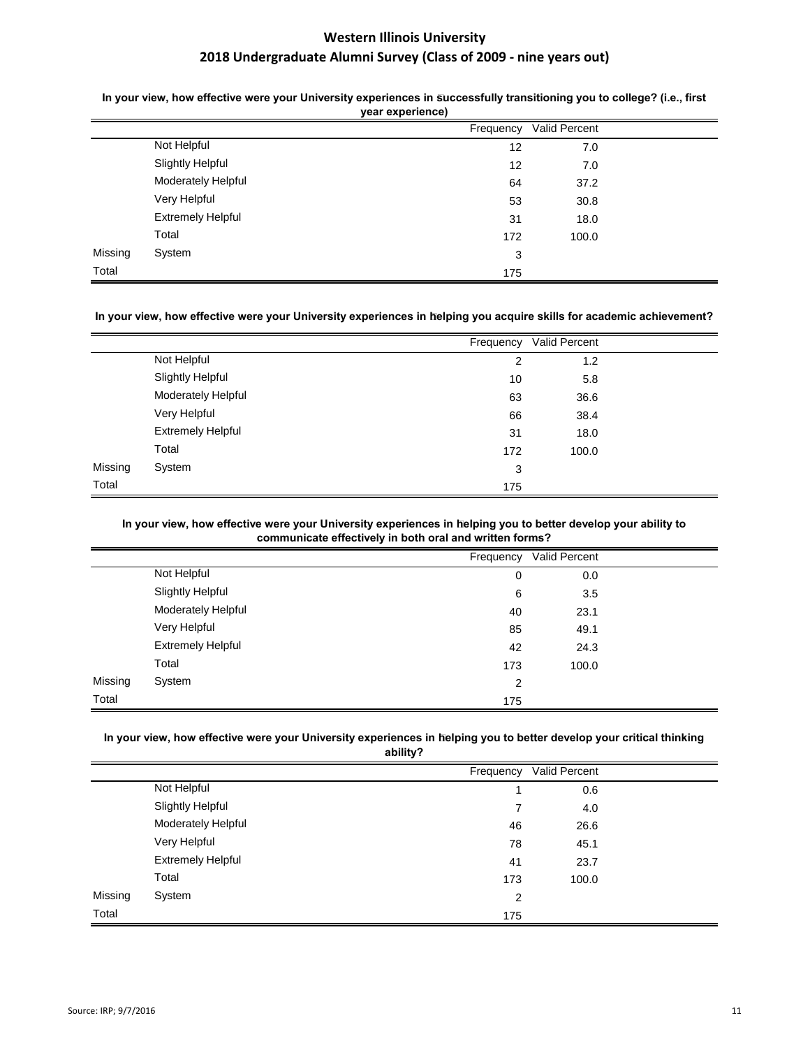# Western Illinois University

## 2018 Undergraduate Alumni Survey (Class of 2009 - nine years out)

**In your view, how effective were your University experiences in successfully transitioning you to college? (i.e., first year experience)**

| | | Frequency | Valid Percent |
|---|---|---|---|
| | Not Helpful | 12 | 7.0 |
| | Slightly Helpful | 12 | 7.0 |
| | Moderately Helpful | 64 | 37.2 |
| | Very Helpful | 53 | 30.8 |
| | Extremely Helpful | 31 | 18.0 |
| | Total | 172 | 100.0 |
| Missing | System | 3 | |
| Total | | 175 | |

**In your view, how effective were your University experiences in helping you acquire skills for academic achievement?**

| | | Frequency | Valid Percent |
|---|---|---|---|
| | Not Helpful | 2 | 1.2 |
| | Slightly Helpful | 10 | 5.8 |
| | Moderately Helpful | 63 | 36.6 |
| | Very Helpful | 66 | 38.4 |
| | Extremely Helpful | 31 | 18.0 |
| | Total | 172 | 100.0 |
| Missing | System | 3 | |
| Total | | 175 | |

**In your view, how effective were your University experiences in helping you to better develop your ability to communicate effectively in both oral and written forms?**

| | | Frequency | Valid Percent |
|---|---|---|---|
| | Not Helpful | 0 | 0.0 |
| | Slightly Helpful | 6 | 3.5 |
| | Moderately Helpful | 40 | 23.1 |
| | Very Helpful | 85 | 49.1 |
| | Extremely Helpful | 42 | 24.3 |
| | Total | 173 | 100.0 |
| Missing | System | 2 | |
| Total | | 175 | |

**In your view, how effective were your University experiences in helping you to better develop your critical thinking ability?**

| | | Frequency | Valid Percent |
|---|---|---|---|
| | Not Helpful | 1 | 0.6 |
| | Slightly Helpful | 7 | 4.0 |
| | Moderately Helpful | 46 | 26.6 |
| | Very Helpful | 78 | 45.1 |
| | Extremely Helpful | 41 | 23.7 |
| | Total | 173 | 100.0 |
| Missing | System | 2 | |
| Total | | 175 | |

Source: IRP; 9/7/2016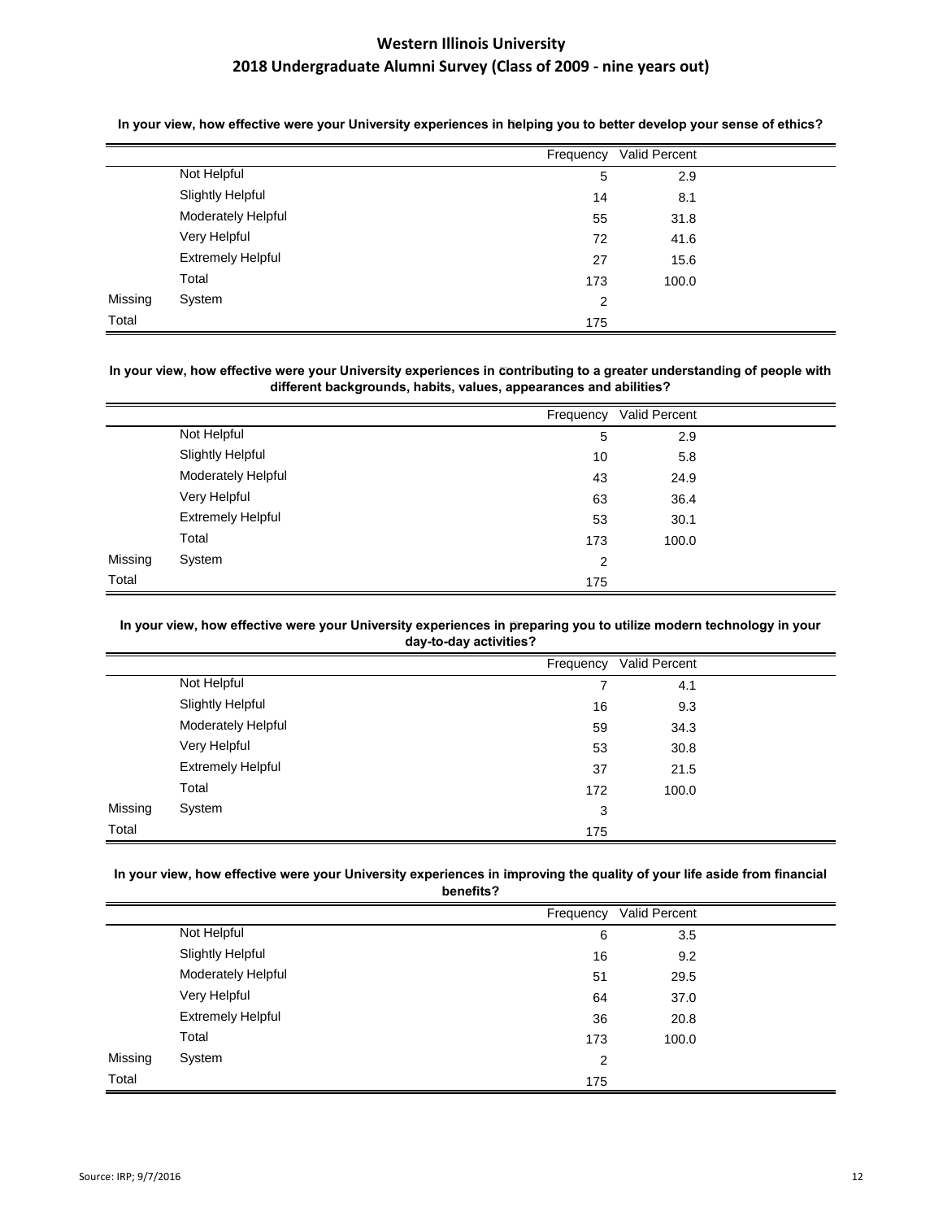# Western Illinois University
## 2018 Undergraduate Alumni Survey (Class of 2009 - nine years out)

**In your view, how effective were your University experiences in helping you to better develop your sense of ethics?**

| | | Frequency | Valid Percent |
|---|---|---|---|
| | Not Helpful | 5 | 2.9 |
| | Slightly Helpful | 14 | 8.1 |
| | Moderately Helpful | 55 | 31.8 |
| | Very Helpful | 72 | 41.6 |
| | Extremely Helpful | 27 | 15.6 |
| | Total | 173 | 100.0 |
| Missing | System | 2 | |
| Total | | 175 | |

**In your view, how effective were your University experiences in contributing to a greater understanding of people with different backgrounds, habits, values, appearances and abilities?**

| | | Frequency | Valid Percent |
|---|---|---|---|
| | Not Helpful | 5 | 2.9 |
| | Slightly Helpful | 10 | 5.8 |
| | Moderately Helpful | 43 | 24.9 |
| | Very Helpful | 63 | 36.4 |
| | Extremely Helpful | 53 | 30.1 |
| | Total | 173 | 100.0 |
| Missing | System | 2 | |
| Total | | 175 | |

**In your view, how effective were your University experiences in preparing you to utilize modern technology in your day-to-day activities?**

| | | Frequency | Valid Percent |
|---|---|---|---|
| | Not Helpful | 7 | 4.1 |
| | Slightly Helpful | 16 | 9.3 |
| | Moderately Helpful | 59 | 34.3 |
| | Very Helpful | 53 | 30.8 |
| | Extremely Helpful | 37 | 21.5 |
| | Total | 172 | 100.0 |
| Missing | System | 3 | |
| Total | | 175 | |

**In your view, how effective were your University experiences in improving the quality of your life aside from financial benefits?**

| | | Frequency | Valid Percent |
|---|---|---|---|
| | Not Helpful | 6 | 3.5 |
| | Slightly Helpful | 16 | 9.2 |
| | Moderately Helpful | 51 | 29.5 |
| | Very Helpful | 64 | 37.0 |
| | Extremely Helpful | 36 | 20.8 |
| | Total | 173 | 100.0 |
| Missing | System | 2 | |
| Total | | 175 | |

Source: IRP; 9/7/2016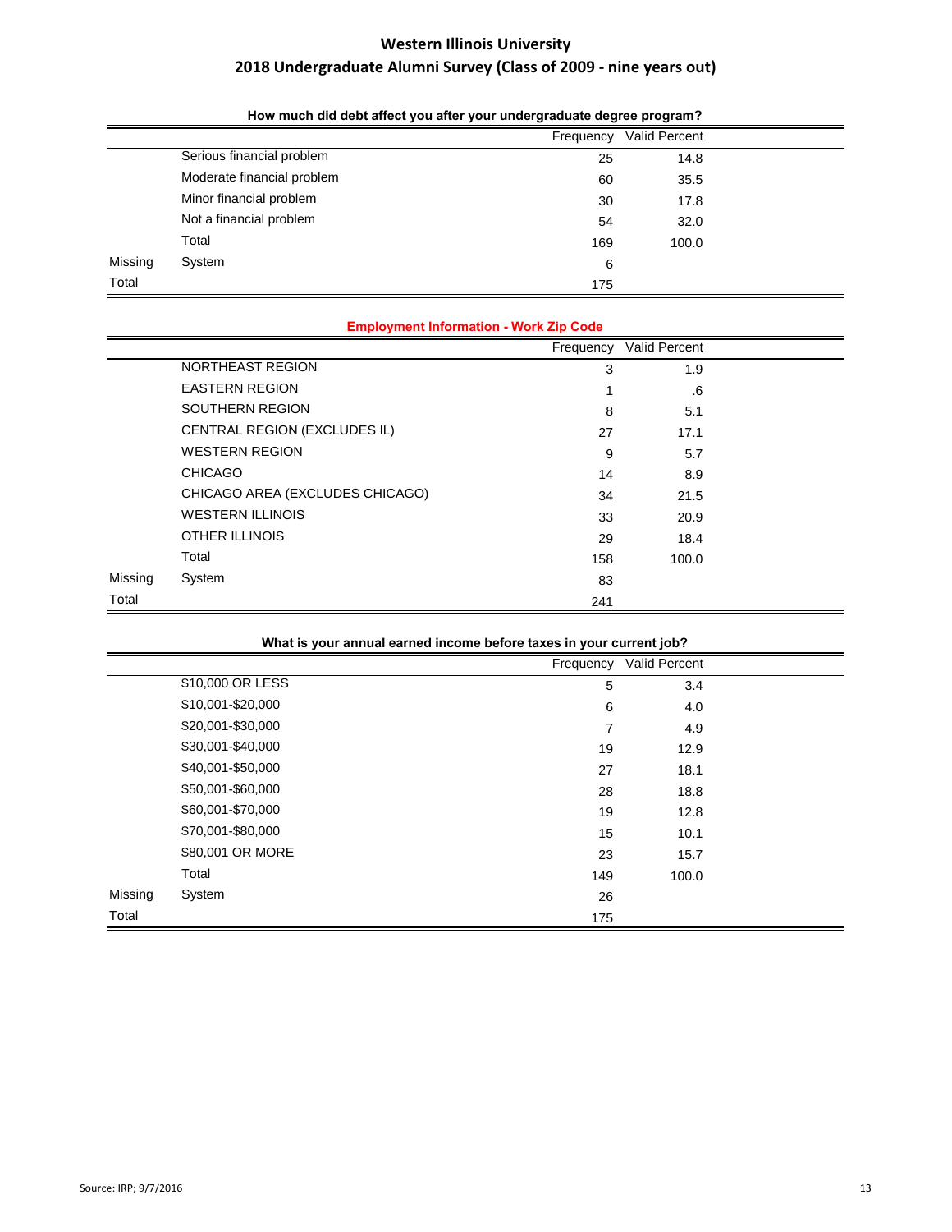# Western Illinois University
## 2018 Undergraduate Alumni Survey (Class of 2009 - nine years out)

**How much did debt affect you after your undergraduate degree program?**

| | | Frequency | Valid Percent |
|---|---|---|---|
| | Serious financial problem | 25 | 14.8 |
| | Moderate financial problem | 60 | 35.5 |
| | Minor financial problem | 30 | 17.8 |
| | Not a financial problem | 54 | 32.0 |
| | Total | 169 | 100.0 |
| Missing | System | 6 | |
| Total | | 175 | |

**Employment Information - Work Zip Code**

| | | Frequency | Valid Percent |
|---|---|---|---|
| | NORTHEAST REGION | 3 | 1.9 |
| | EASTERN REGION | 1 | .6 |
| | SOUTHERN REGION | 8 | 5.1 |
| | CENTRAL REGION (EXCLUDES IL) | 27 | 17.1 |
| | WESTERN REGION | 9 | 5.7 |
| | CHICAGO | 14 | 8.9 |
| | CHICAGO AREA (EXCLUDES CHICAGO) | 34 | 21.5 |
| | WESTERN ILLINOIS | 33 | 20.9 |
| | OTHER ILLINOIS | 29 | 18.4 |
| | Total | 158 | 100.0 |
| Missing | System | 83 | |
| Total | | 241 | |

**What is your annual earned income before taxes in your current job?**

| | | Frequency | Valid Percent |
|---|---|---|---|
| | $10,000 OR LESS | 5 | 3.4 |
| | $10,001-$20,000 | 6 | 4.0 |
| | $20,001-$30,000 | 7 | 4.9 |
| | $30,001-$40,000 | 19 | 12.9 |
| | $40,001-$50,000 | 27 | 18.1 |
| | $50,001-$60,000 | 28 | 18.8 |
| | $60,001-$70,000 | 19 | 12.8 |
| | $70,001-$80,000 | 15 | 10.1 |
| | $80,001 OR MORE | 23 | 15.7 |
| | Total | 149 | 100.0 |
| Missing | System | 26 | |
| Total | | 175 | |

Source: IRP; 9/7/2016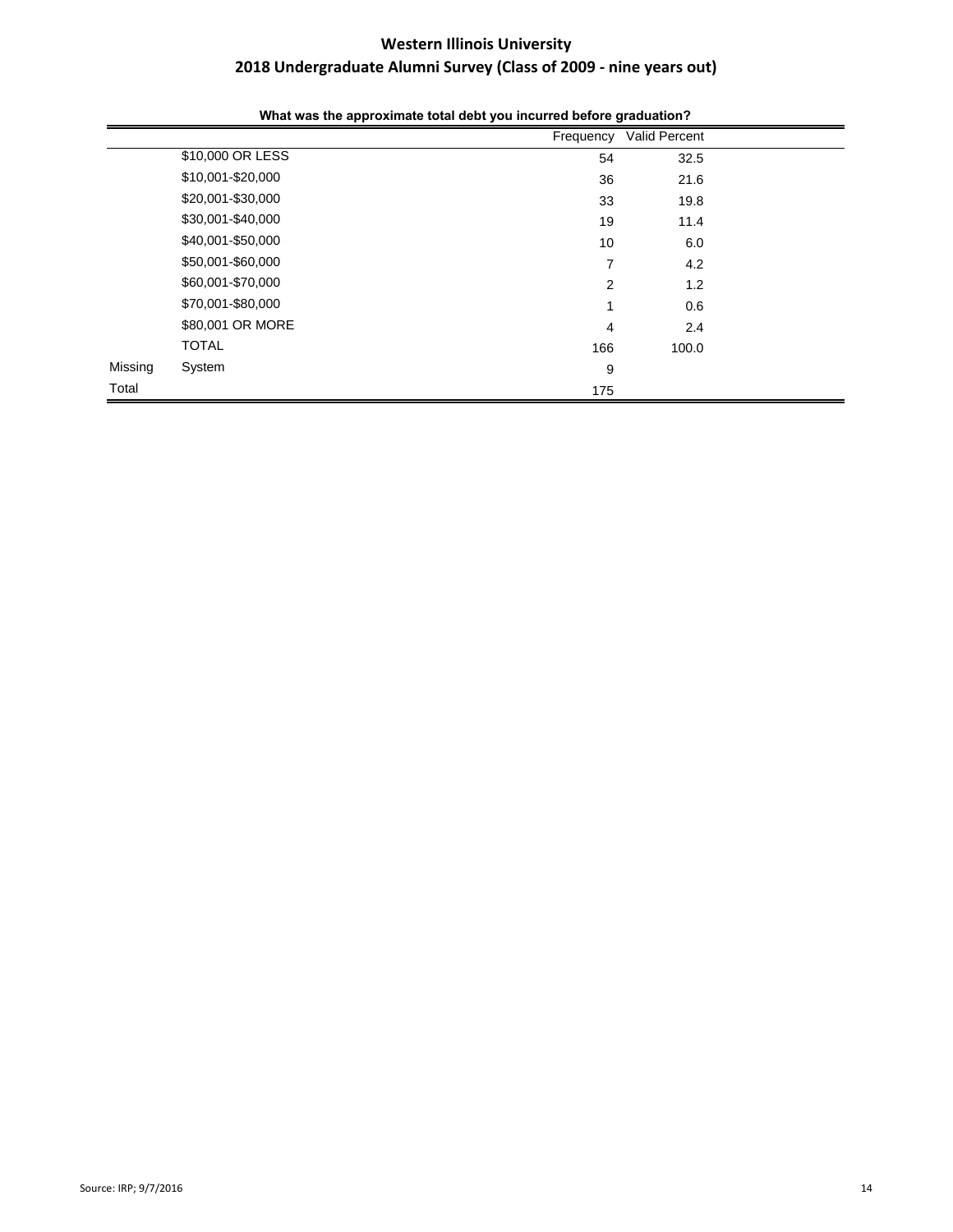# Western Illinois University

## 2018 Undergraduate Alumni Survey (Class of 2009 - nine years out)

**What was the approximate total debt you incurred before graduation?**

| | | Frequency | Valid Percent |
|---|---|---|---|
| | $10,000 OR LESS | 54 | 32.5 |
| | $10,001-$20,000 | 36 | 21.6 |
| | $20,001-$30,000 | 33 | 19.8 |
| | $30,001-$40,000 | 19 | 11.4 |
| | $40,001-$50,000 | 10 | 6.0 |
| | $50,001-$60,000 | 7 | 4.2 |
| | $60,001-$70,000 | 2 | 1.2 |
| | $70,001-$80,000 | 1 | 0.6 |
| | $80,001 OR MORE | 4 | 2.4 |
| | TOTAL | 166 | 100.0 |
| Missing | System | 9 | |
| Total | | 175 | |

Source: IRP; 9/7/2016